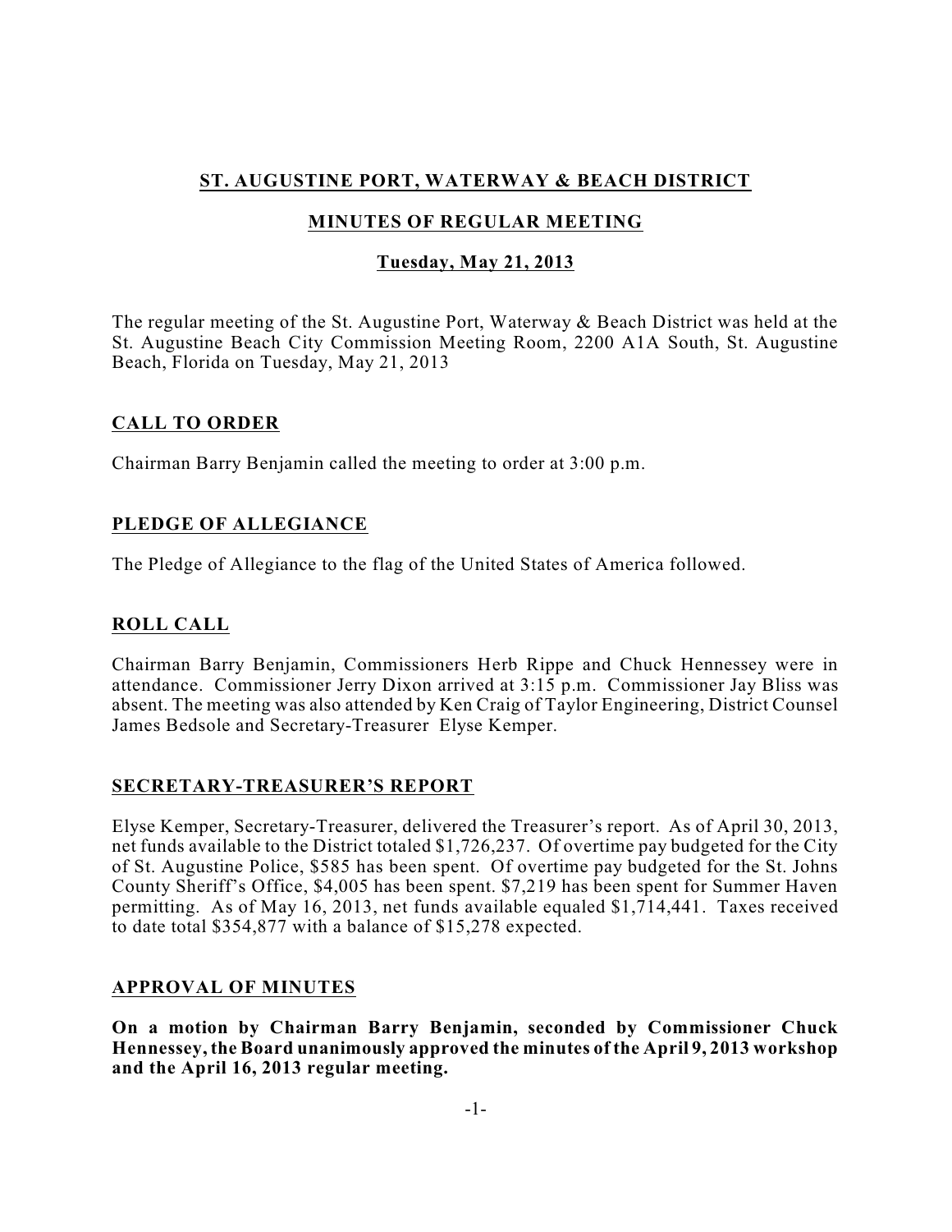# ST. AUGUSTINE PORT, WATERWAY & BEACH DISTRICT

## MINUTES OF REGULAR MEETING

### Tuesday, May 21, 2013

The regular meeting of the St. Augustine Port, Waterway & Beach District was held at the St. Augustine Beach City Commission Meeting Room, 2200 A1A South, St. Augustine Beach, Florida on Tuesday, May 21, 2013

## CALL TO ORDER

Chairman Barry Benjamin called the meeting to order at 3:00 p.m.

## PLEDGE OF ALLEGIANCE

The Pledge of Allegiance to the flag of the United States of America followed.

## ROLL CALL

Chairman Barry Benjamin, Commissioners Herb Rippe and Chuck Hennessey were in attendance. Commissioner Jerry Dixon arrived at 3:15 p.m. Commissioner Jay Bliss was absent. The meeting was also attended by Ken Craig of Taylor Engineering, District Counsel James Bedsole and Secretary-Treasurer Elyse Kemper.

## SECRETARY-TREASURER'S REPORT

Elyse Kemper, Secretary-Treasurer, delivered the Treasurer's report. As of April 30, 2013, net funds available to the District totaled $1,726,237. Of overtime pay budgeted for the City of St. Augustine Police, $585 has been spent. Of overtime pay budgeted for the St. Johns County Sheriff's Office, $4,005 has been spent. $7,219 has been spent for Summer Haven permitting. As of May 16, 2013, net funds available equaled $1,714,441. Taxes received to date total $354,877 with a balance of $15,278 expected.

## APPROVAL OF MINUTES

**On a motion by Chairman Barry Benjamin, seconded by Commissioner Chuck Hennessey, the Board unanimously approved the minutes of the April 9, 2013 workshop and the April 16, 2013 regular meeting.**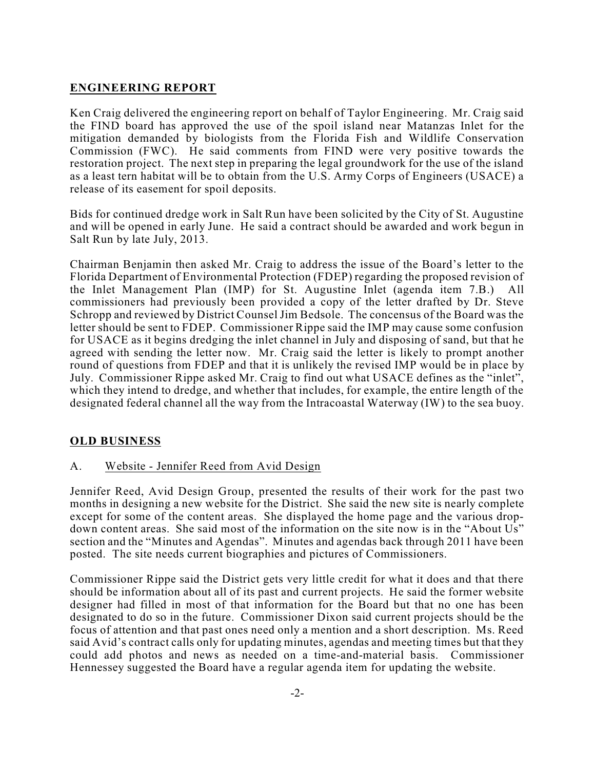## ENGINEERING REPORT

Ken Craig delivered the engineering report on behalf of Taylor Engineering. Mr. Craig said the FIND board has approved the use of the spoil island near Matanzas Inlet for the mitigation demanded by biologists from the Florida Fish and Wildlife Conservation Commission (FWC). He said comments from FIND were very positive towards the restoration project. The next step in preparing the legal groundwork for the use of the island as a least tern habitat will be to obtain from the U.S. Army Corps of Engineers (USACE) a release of its easement for spoil deposits.

Bids for continued dredge work in Salt Run have been solicited by the City of St. Augustine and will be opened in early June. He said a contract should be awarded and work begun in Salt Run by late July, 2013.

Chairman Benjamin then asked Mr. Craig to address the issue of the Board's letter to the Florida Department of Environmental Protection (FDEP) regarding the proposed revision of the Inlet Management Plan (IMP) for St. Augustine Inlet (agenda item 7.B.) All commissioners had previously been provided a copy of the letter drafted by Dr. Steve Schropp and reviewed by District Counsel Jim Bedsole. The concensus of the Board was the letter should be sent to FDEP. Commissioner Rippe said the IMP may cause some confusion for USACE as it begins dredging the inlet channel in July and disposing of sand, but that he agreed with sending the letter now. Mr. Craig said the letter is likely to prompt another round of questions from FDEP and that it is unlikely the revised IMP would be in place by July. Commissioner Rippe asked Mr. Craig to find out what USACE defines as the "inlet", which they intend to dredge, and whether that includes, for example, the entire length of the designated federal channel all the way from the Intracoastal Waterway (IW) to the sea buoy.

## OLD BUSINESS

A. Website - Jennifer Reed from Avid Design

Jennifer Reed, Avid Design Group, presented the results of their work for the past two months in designing a new website for the District. She said the new site is nearly complete except for some of the content areas. She displayed the home page and the various drop-down content areas. She said most of the information on the site now is in the "About Us" section and the "Minutes and Agendas". Minutes and agendas back through 2011 have been posted. The site needs current biographies and pictures of Commissioners.

Commissioner Rippe said the District gets very little credit for what it does and that there should be information about all of its past and current projects. He said the former website designer had filled in most of that information for the Board but that no one has been designated to do so in the future. Commissioner Dixon said current projects should be the focus of attention and that past ones need only a mention and a short description. Ms. Reed said Avid's contract calls only for updating minutes, agendas and meeting times but that they could add photos and news as needed on a time-and-material basis. Commissioner Hennessey suggested the Board have a regular agenda item for updating the website.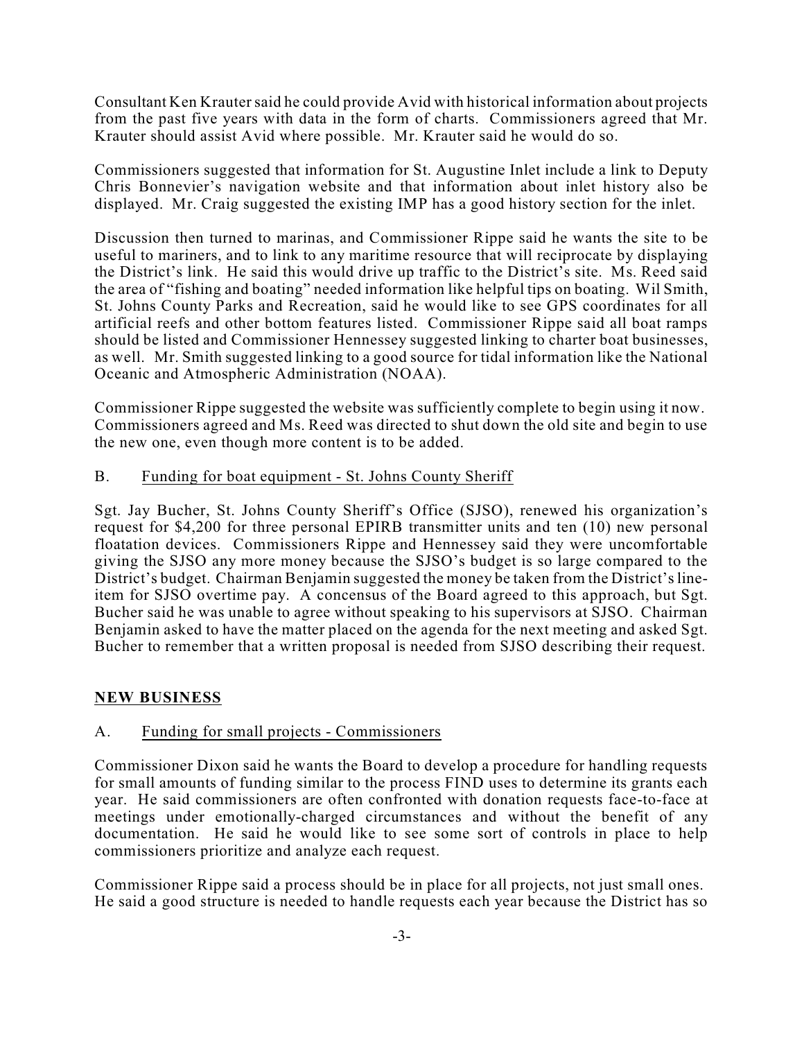Consultant Ken Krauter said he could provide Avid with historical information about projects from the past five years with data in the form of charts. Commissioners agreed that Mr. Krauter should assist Avid where possible. Mr. Krauter said he would do so.

Commissioners suggested that information for St. Augustine Inlet include a link to Deputy Chris Bonnevier's navigation website and that information about inlet history also be displayed. Mr. Craig suggested the existing IMP has a good history section for the inlet.

Discussion then turned to marinas, and Commissioner Rippe said he wants the site to be useful to mariners, and to link to any maritime resource that will reciprocate by displaying the District's link. He said this would drive up traffic to the District's site. Ms. Reed said the area of "fishing and boating" needed information like helpful tips on boating. Wil Smith, St. Johns County Parks and Recreation, said he would like to see GPS coordinates for all artificial reefs and other bottom features listed. Commissioner Rippe said all boat ramps should be listed and Commissioner Hennessey suggested linking to charter boat businesses, as well. Mr. Smith suggested linking to a good source for tidal information like the National Oceanic and Atmospheric Administration (NOAA).

Commissioner Rippe suggested the website was sufficiently complete to begin using it now. Commissioners agreed and Ms. Reed was directed to shut down the old site and begin to use the new one, even though more content is to be added.

B. Funding for boat equipment - St. Johns County Sheriff

Sgt. Jay Bucher, St. Johns County Sheriff's Office (SJSO), renewed his organization's request for $4,200 for three personal EPIRB transmitter units and ten (10) new personal floatation devices. Commissioners Rippe and Hennessey said they were uncomfortable giving the SJSO any more money because the SJSO's budget is so large compared to the District's budget. Chairman Benjamin suggested the money be taken from the District's line-item for SJSO overtime pay. A concensus of the Board agreed to this approach, but Sgt. Bucher said he was unable to agree without speaking to his supervisors at SJSO. Chairman Benjamin asked to have the matter placed on the agenda for the next meeting and asked Sgt. Bucher to remember that a written proposal is needed from SJSO describing their request.

## NEW BUSINESS

A. Funding for small projects - Commissioners

Commissioner Dixon said he wants the Board to develop a procedure for handling requests for small amounts of funding similar to the process FIND uses to determine its grants each year. He said commissioners are often confronted with donation requests face-to-face at meetings under emotionally-charged circumstances and without the benefit of any documentation. He said he would like to see some sort of controls in place to help commissioners prioritize and analyze each request.

Commissioner Rippe said a process should be in place for all projects, not just small ones. He said a good structure is needed to handle requests each year because the District has so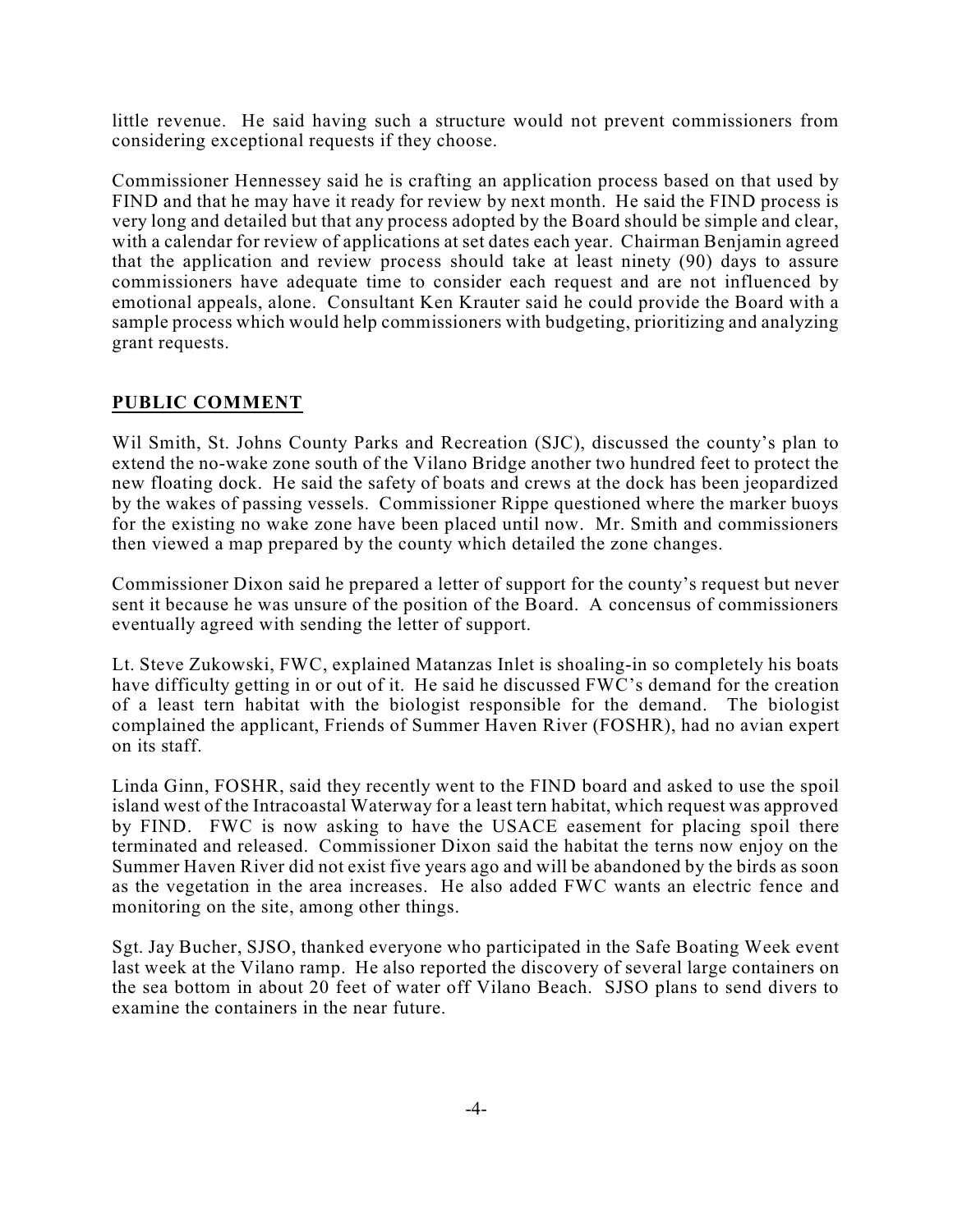little revenue. He said having such a structure would not prevent commissioners from considering exceptional requests if they choose.

Commissioner Hennessey said he is crafting an application process based on that used by FIND and that he may have it ready for review by next month. He said the FIND process is very long and detailed but that any process adopted by the Board should be simple and clear, with a calendar for review of applications at set dates each year. Chairman Benjamin agreed that the application and review process should take at least ninety (90) days to assure commissioners have adequate time to consider each request and are not influenced by emotional appeals, alone. Consultant Ken Krauter said he could provide the Board with a sample process which would help commissioners with budgeting, prioritizing and analyzing grant requests.

## PUBLIC COMMENT

Wil Smith, St. Johns County Parks and Recreation (SJC), discussed the county's plan to extend the no-wake zone south of the Vilano Bridge another two hundred feet to protect the new floating dock. He said the safety of boats and crews at the dock has been jeopardized by the wakes of passing vessels. Commissioner Rippe questioned where the marker buoys for the existing no wake zone have been placed until now. Mr. Smith and commissioners then viewed a map prepared by the county which detailed the zone changes.

Commissioner Dixon said he prepared a letter of support for the county's request but never sent it because he was unsure of the position of the Board. A concensus of commissioners eventually agreed with sending the letter of support.

Lt. Steve Zukowski, FWC, explained Matanzas Inlet is shoaling-in so completely his boats have difficulty getting in or out of it. He said he discussed FWC's demand for the creation of a least tern habitat with the biologist responsible for the demand. The biologist complained the applicant, Friends of Summer Haven River (FOSHR), had no avian expert on its staff.

Linda Ginn, FOSHR, said they recently went to the FIND board and asked to use the spoil island west of the Intracoastal Waterway for a least tern habitat, which request was approved by FIND. FWC is now asking to have the USACE easement for placing spoil there terminated and released. Commissioner Dixon said the habitat the terns now enjoy on the Summer Haven River did not exist five years ago and will be abandoned by the birds as soon as the vegetation in the area increases. He also added FWC wants an electric fence and monitoring on the site, among other things.

Sgt. Jay Bucher, SJSO, thanked everyone who participated in the Safe Boating Week event last week at the Vilano ramp. He also reported the discovery of several large containers on the sea bottom in about 20 feet of water off Vilano Beach. SJSO plans to send divers to examine the containers in the near future.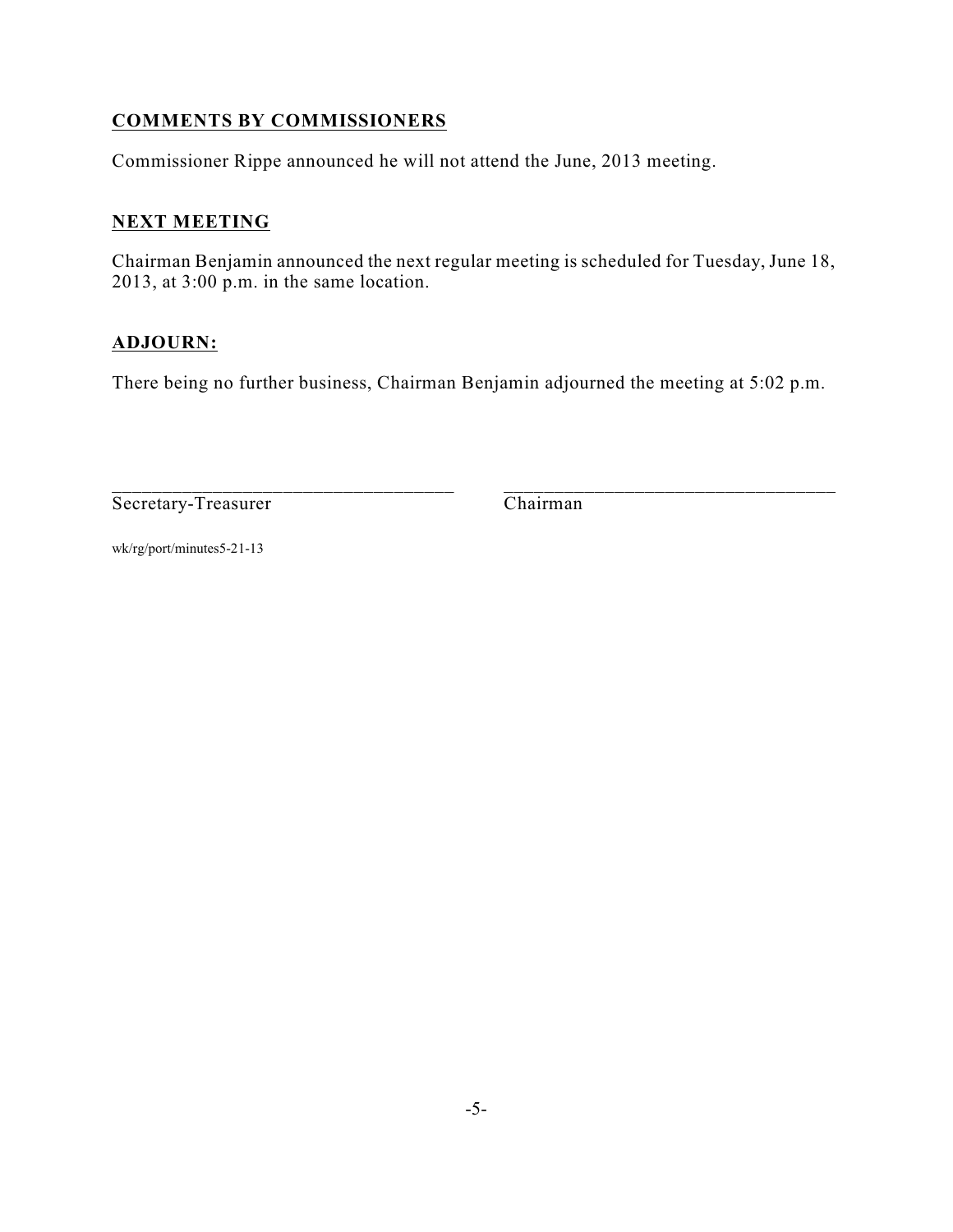## COMMENTS BY COMMISSIONERS

Commissioner Rippe announced he will not attend the June, 2013 meeting.

## NEXT MEETING

Chairman Benjamin announced the next regular meeting is scheduled for Tuesday, June 18, 2013, at 3:00 p.m. in the same location.

## ADJOURN:

There being no further business, Chairman Benjamin adjourned the meeting at 5:02 p.m.

___________________________________ ___________________________________

Secretary-Treasurer Chairman

wk/rg/port/minutes5-21-13